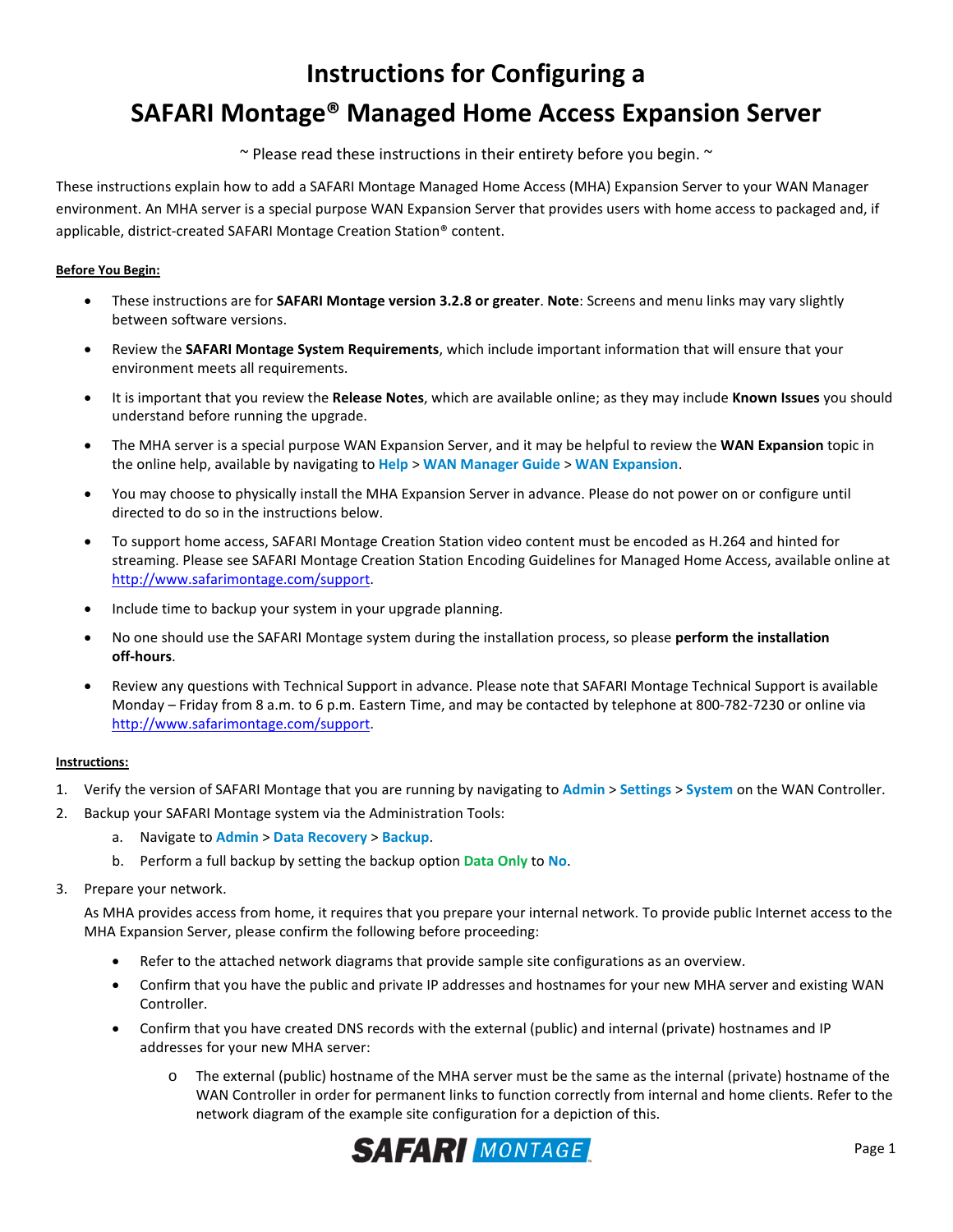# Instructions for Configuring a SAFARI Montage® Managed Home Access Expansion Server

~ Please read these instructions in their entirety before you begin. ~

These instructions explain how to add a SAFARI Montage Managed Home Access (MHA) Expansion Server to your WAN Manager environment. An MHA server is a special purpose WAN Expansion Server that provides users with home access to packaged and, if applicable, district-created SAFARI Montage Creation Station® content.

**Before You Begin:**

- These instructions are for **SAFARI Montage version 3.2.8 or greater**. **Note**: Screens and menu links may vary slightly between software versions.
- Review the **SAFARI Montage System Requirements**, which include important information that will ensure that your environment meets all requirements.
- It is important that you review the **Release Notes**, which are available online; as they may include **Known Issues** you should understand before running the upgrade.
- The MHA server is a special purpose WAN Expansion Server, and it may be helpful to review the **WAN Expansion** topic in the online help, available by navigating to **Help** > **WAN Manager Guide** > **WAN Expansion**.
- You may choose to physically install the MHA Expansion Server in advance. Please do not power on or configure until directed to do so in the instructions below.
- To support home access, SAFARI Montage Creation Station video content must be encoded as H.264 and hinted for streaming. Please see SAFARI Montage Creation Station Encoding Guidelines for Managed Home Access, available online at http://www.safarimontage.com/support.
- Include time to backup your system in your upgrade planning.
- No one should use the SAFARI Montage system during the installation process, so please **perform the installation off-hours**.
- Review any questions with Technical Support in advance. Please note that SAFARI Montage Technical Support is available Monday – Friday from 8 a.m. to 6 p.m. Eastern Time, and may be contacted by telephone at 800-782-7230 or online via http://www.safarimontage.com/support.

**Instructions:**

1. Verify the version of SAFARI Montage that you are running by navigating to **Admin** > **Settings** > **System** on the WAN Controller.
2. Backup your SAFARI Montage system via the Administration Tools:
   a. Navigate to **Admin** > **Data Recovery** > **Backup**.
   b. Perform a full backup by setting the backup option **Data Only** to **No**.
3. Prepare your network.

   As MHA provides access from home, it requires that you prepare your internal network. To provide public Internet access to the MHA Expansion Server, please confirm the following before proceeding:

   - Refer to the attached network diagrams that provide sample site configurations as an overview.
   - Confirm that you have the public and private IP addresses and hostnames for your new MHA server and existing WAN Controller.
   - Confirm that you have created DNS records with the external (public) and internal (private) hostnames and IP addresses for your new MHA server:
     - The external (public) hostname of the MHA server must be the same as the internal (private) hostname of the WAN Controller in order for permanent links to function correctly from internal and home clients. Refer to the network diagram of the example site configuration for a depiction of this.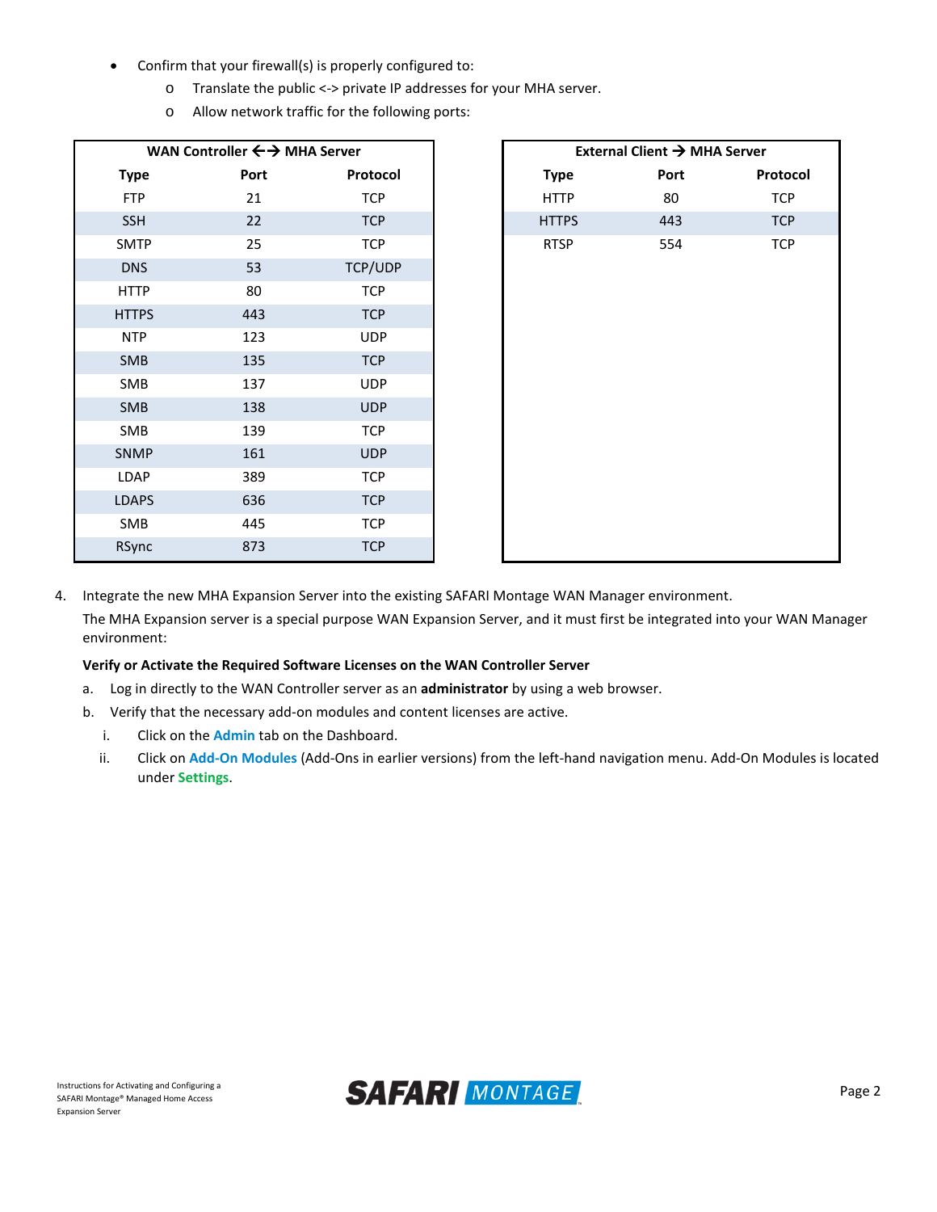- Confirm that your firewall(s) is properly configured to:
  - Translate the public <-> private IP addresses for your MHA server.
  - Allow network traffic for the following ports:

| WAN Controller ←→ MHA Server | | |
|---|---|---|
| **Type** | **Port** | **Protocol** |
| FTP | 21 | TCP |
| SSH | 22 | TCP |
| SMTP | 25 | TCP |
| DNS | 53 | TCP/UDP |
| HTTP | 80 | TCP |
| HTTPS | 443 | TCP |
| NTP | 123 | UDP |
| SMB | 135 | TCP |
| SMB | 137 | UDP |
| SMB | 138 | UDP |
| SMB | 139 | TCP |
| SNMP | 161 | UDP |
| LDAP | 389 | TCP |
| LDAPS | 636 | TCP |
| SMB | 445 | TCP |
| RSync | 873 | TCP |

| External Client → MHA Server | | |
|---|---|---|
| **Type** | **Port** | **Protocol** |
| HTTP | 80 | TCP |
| HTTPS | 443 | TCP |
| RTSP | 554 | TCP |

4. Integrate the new MHA Expansion Server into the existing SAFARI Montage WAN Manager environment.

   The MHA Expansion server is a special purpose WAN Expansion Server, and it must first be integrated into your WAN Manager environment:

   **Verify or Activate the Required Software Licenses on the WAN Controller Server**

   a. Log in directly to the WAN Controller server as an **administrator** by using a web browser.
   b. Verify that the necessary add-on modules and content licenses are active.
      i. Click on the **Admin** tab on the Dashboard.
      ii. Click on **Add-On Modules** (Add-Ons in earlier versions) from the left-hand navigation menu. Add-On Modules is located under **Settings**.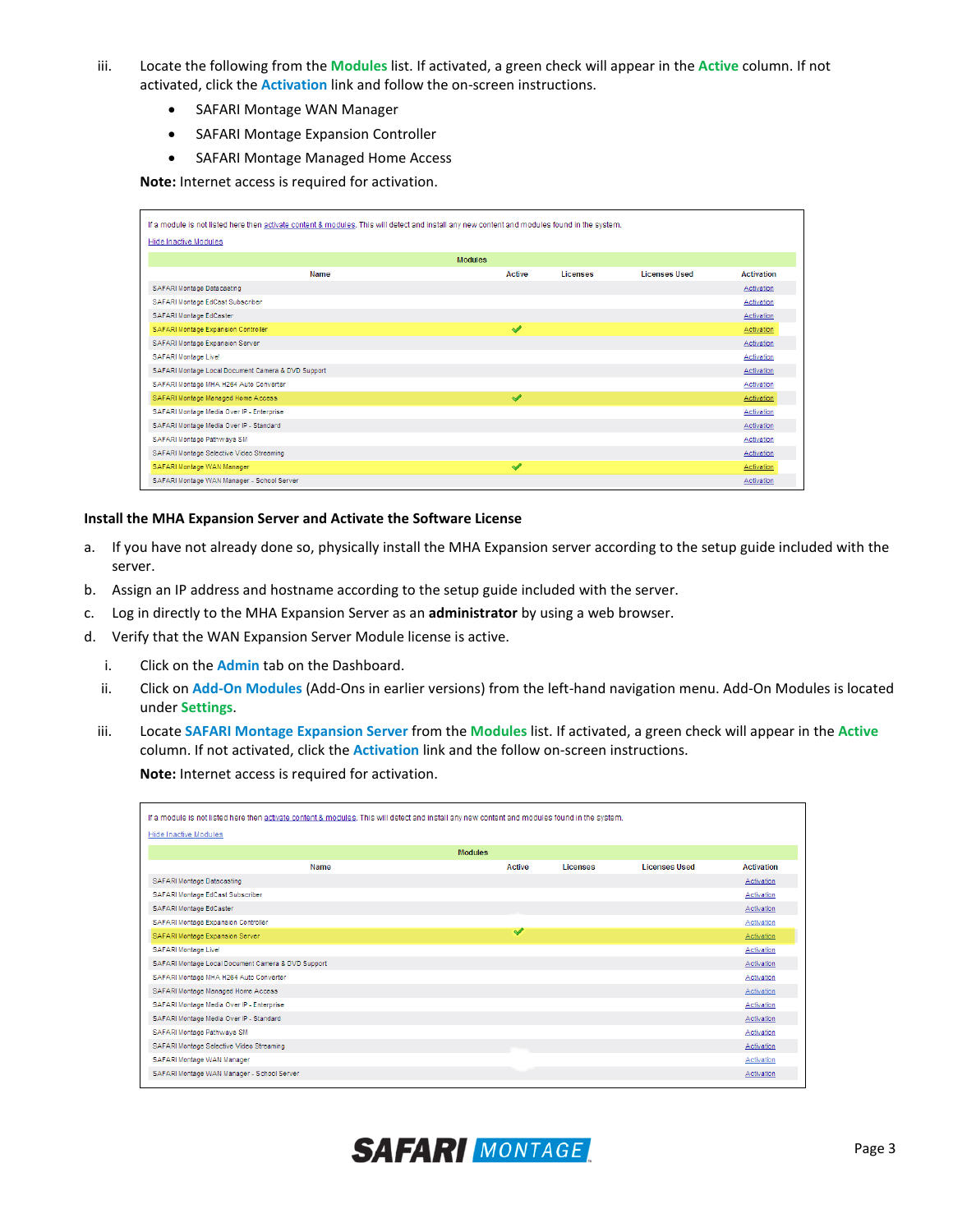iii. Locate the following from the **Modules** list. If activated, a green check will appear in the **Active** column. If not activated, click the **Activation** link and follow the on-screen instructions.

- SAFARI Montage WAN Manager
- SAFARI Montage Expansion Controller
- SAFARI Montage Managed Home Access

**Note:** Internet access is required for activation.

If a module is not listed here then activate content & modules. This will detect and install any new content and modules found in the system.

Hide Inactive Modules

| Name | Active | Licenses | Licenses Used | Activation |
|---|---|---|---|---|
| SAFARI Montage Datacasting | | | | Activation |
| SAFARI Montage EdCast Subscriber | | | | Activation |
| SAFARI Montage EdCaster | | | | Activation |
| SAFARI Montage Expansion Controller | ✓ | | | Activation |
| SAFARI Montage Expansion Server | | | | Activation |
| SAFARI Montage Live! | | | | Activation |
| SAFARI Montage Local Document Camera & DVD Support | | | | Activation |
| SAFARI Montage MHA H264 Auto Converter | | | | Activation |
| SAFARI Montage Managed Home Access | ✓ | | | Activation |
| SAFARI Montage Media Over IP - Enterprise | | | | Activation |
| SAFARI Montage Media Over IP - Standard | | | | Activation |
| SAFARI Montage Pathways SM | | | | Activation |
| SAFARI Montage Selective Video Streaming | | | | Activation |
| SAFARI Montage WAN Manager | ✓ | | | Activation |
| SAFARI Montage WAN Manager - School Server | | | | Activation |

**Install the MHA Expansion Server and Activate the Software License**

a. If you have not already done so, physically install the MHA Expansion server according to the setup guide included with the server.

b. Assign an IP address and hostname according to the setup guide included with the server.

c. Log in directly to the MHA Expansion Server as an **administrator** by using a web browser.

d. Verify that the WAN Expansion Server Module license is active.

i. Click on the **Admin** tab on the Dashboard.

ii. Click on **Add-On Modules** (Add-Ons in earlier versions) from the left-hand navigation menu. Add-On Modules is located under **Settings**.

iii. Locate **SAFARI Montage Expansion Server** from the **Modules** list. If activated, a green check will appear in the **Active** column. If not activated, click the **Activation** link and the follow on-screen instructions.

**Note:** Internet access is required for activation.

If a module is not listed here then activate content & modules. This will detect and install any new content and modules found in the system.

Hide Inactive Modules

| Name | Active | Licenses | Licenses Used | Activation |
|---|---|---|---|---|
| SAFARI Montage Datacasting | | | | Activation |
| SAFARI Montage EdCast Subscriber | | | | Activation |
| SAFARI Montage EdCaster | | | | Activation |
| SAFARI Montage Expansion Controller | | | | Activation |
| SAFARI Montage Expansion Server | ✓ | | | Activation |
| SAFARI Montage Live! | | | | Activation |
| SAFARI Montage Local Document Camera & DVD Support | | | | Activation |
| SAFARI Montage MHA H264 Auto Converter | | | | Activation |
| SAFARI Montage Managed Home Access | | | | Activation |
| SAFARI Montage Media Over IP - Enterprise | | | | Activation |
| SAFARI Montage Media Over IP - Standard | | | | Activation |
| SAFARI Montage Pathways SM | | | | Activation |
| SAFARI Montage Selective Video Streaming | | | | Activation |
| SAFARI Montage WAN Manager | | | | Activation |
| SAFARI Montage WAN Manager - School Server | | | | Activation |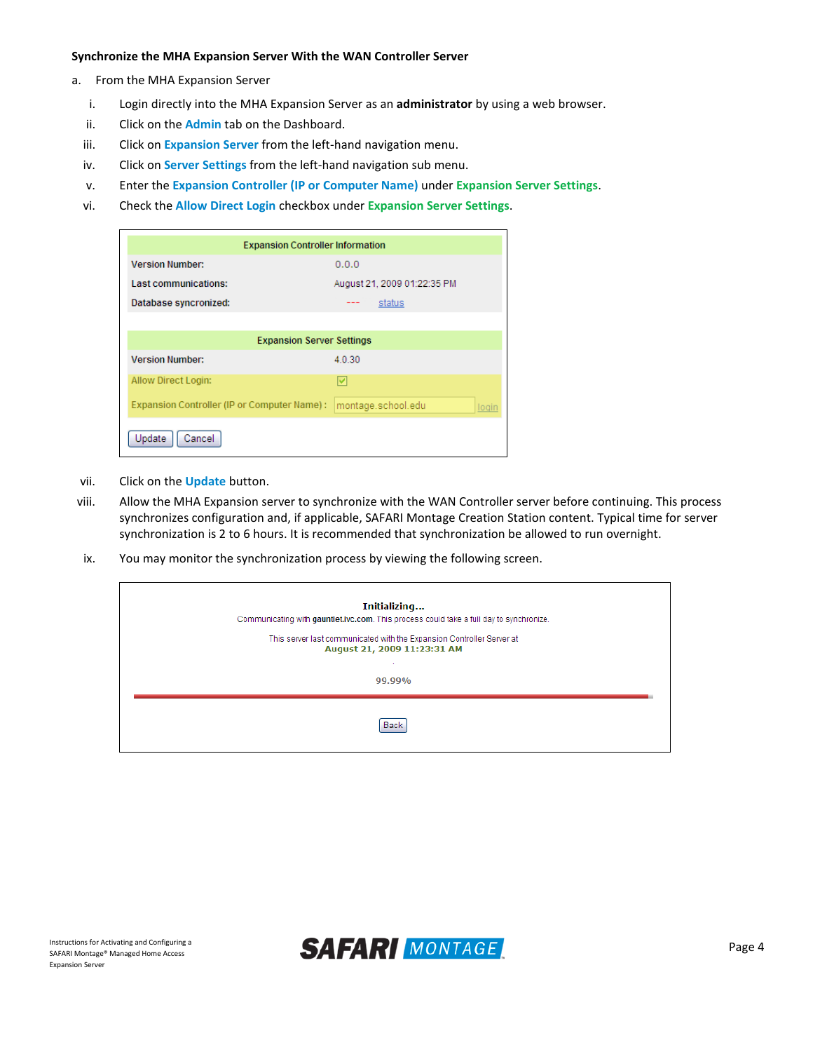**Synchronize the MHA Expansion Server With the WAN Controller Server**

a. From the MHA Expansion Server

i. Login directly into the MHA Expansion Server as an **administrator** by using a web browser.

ii. Click on the **Admin** tab on the Dashboard.

iii. Click on **Expansion Server** from the left-hand navigation menu.

iv. Click on **Server Settings** from the left-hand navigation sub menu.

v. Enter the **Expansion Controller (IP or Computer Name)** under **Expansion Server Settings**.

vi. Check the **Allow Direct Login** checkbox under **Expansion Server Settings**.

| Expansion Controller Information | |
|---|---|
| Version Number: | 0.0.0 |
| Last communications: | August 21, 2009 01:22:35 PM |
| Database syncronized: | --- status |

| Expansion Server Settings | |
|---|---|
| Version Number: | 4.0.30 |
| Allow Direct Login: | ☑ |
| Expansion Controller (IP or Computer Name) : | montage.school.edu login |

Update Cancel

vii. Click on the **Update** button.

viii. Allow the MHA Expansion server to synchronize with the WAN Controller server before continuing. This process synchronizes configuration and, if applicable, SAFARI Montage Creation Station content. Typical time for server synchronization is 2 to 6 hours. It is recommended that synchronization be allowed to run overnight.

ix. You may monitor the synchronization process by viewing the following screen.

**Initializing...**

Communicating with **gauntlet.lvc.com**. This process could take a full day to synchronize.

This server last communicated with the Expansion Controller Server at
**August 21, 2009 11:23:31 AM**

99.99%

Back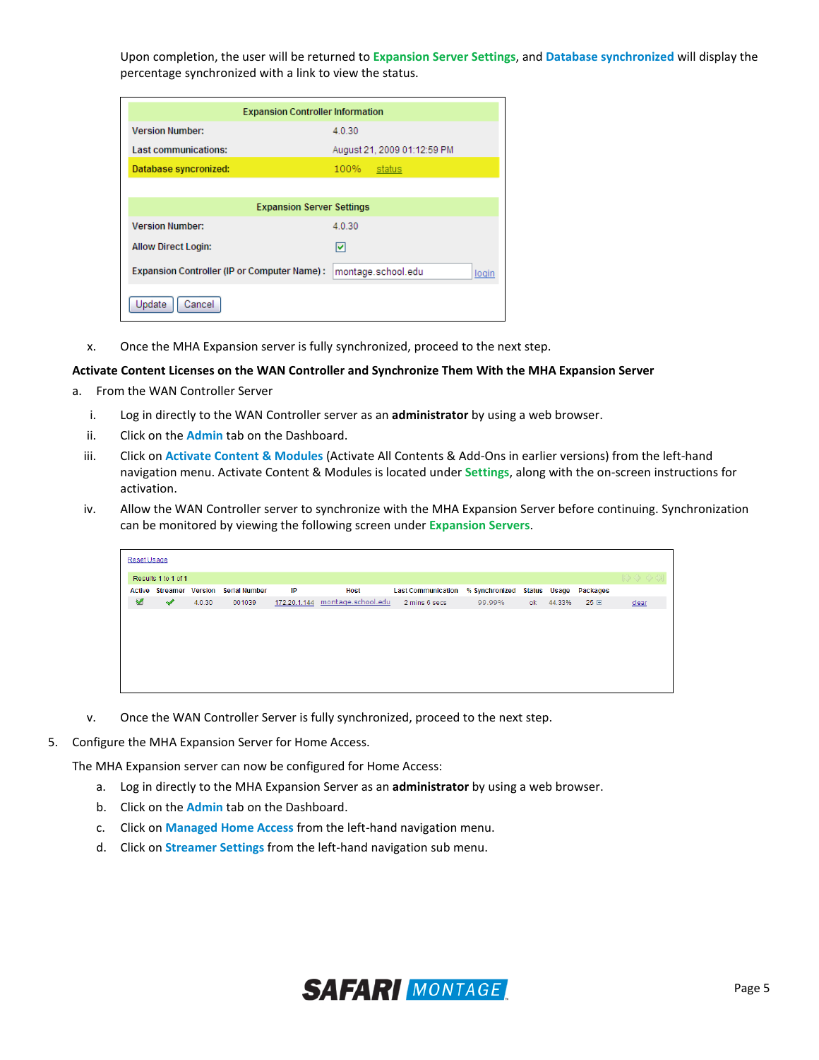Upon completion, the user will be returned to **Expansion Server Settings**, and **Database synchronized** will display the percentage synchronized with a link to view the status.

| Expansion Controller Information | |
|---|---|
| Version Number: | 4.0.30 |
| Last communications: | August 21, 2009 01:12:59 PM |
| Database syncronized: | 100% status |

| Expansion Server Settings | | |
|---|---|---|
| Version Number: | 4.0.30 | |
| Allow Direct Login: | ☑ | |
| Expansion Controller (IP or Computer Name) : | montage.school.edu | login |

Update Cancel

x. Once the MHA Expansion server is fully synchronized, proceed to the next step.

**Activate Content Licenses on the WAN Controller and Synchronize Them With the MHA Expansion Server**

a. From the WAN Controller Server

i. Log in directly to the WAN Controller server as an **administrator** by using a web browser.

ii. Click on the **Admin** tab on the Dashboard.

iii. Click on **Activate Content & Modules** (Activate All Contents & Add-Ons in earlier versions) from the left-hand navigation menu. Activate Content & Modules is located under **Settings**, along with the on-screen instructions for activation.

iv. Allow the WAN Controller server to synchronize with the MHA Expansion Server before continuing. Synchronization can be monitored by viewing the following screen under **Expansion Servers**.

Reset Usage

Results 1 to 1 of 1

| Active | Streamer | Version | Serial Number | IP | Host | Last Communication | % Synchronized | Status | Usage | Packages | |
|---|---|---|---|---|---|---|---|---|---|---|---|
| ✔ | ✔ | 4.0.30 | 001039 | 172.20.1.144 | montage.school.edu | 2 mins 6 secs | 99.99% | ok | 44.33% | 25 ⊞ | clear |

v. Once the WAN Controller Server is fully synchronized, proceed to the next step.

5. Configure the MHA Expansion Server for Home Access.

The MHA Expansion server can now be configured for Home Access:

a. Log in directly to the MHA Expansion Server as an **administrator** by using a web browser.

b. Click on the **Admin** tab on the Dashboard.

c. Click on **Managed Home Access** from the left-hand navigation menu.

d. Click on **Streamer Settings** from the left-hand navigation sub menu.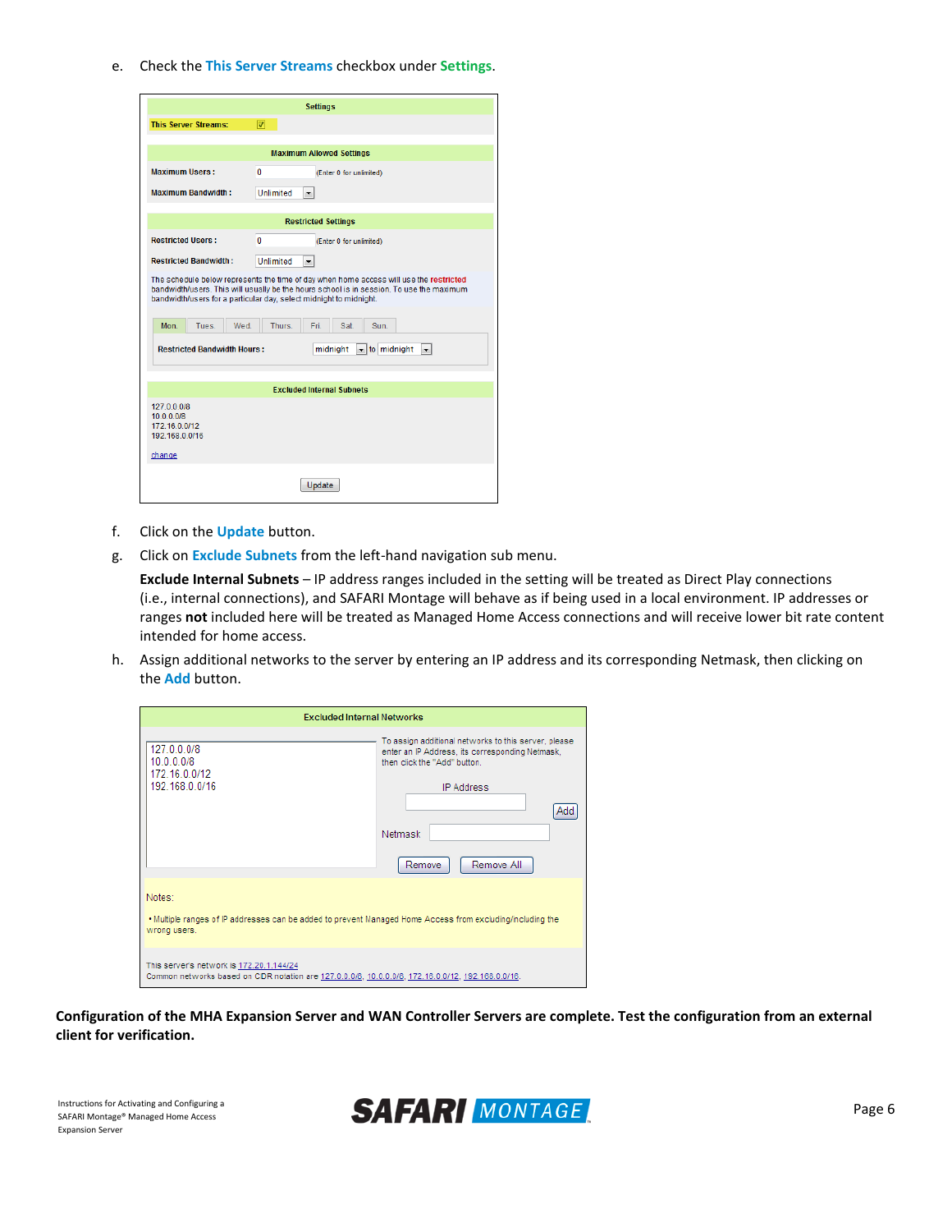e. Check the **This Server Streams** checkbox under **Settings**.

| Settings | | |
|---|---|---|
| This Server Streams: | ☑ | |
| **Maximum Allowed Settings** | | |
| Maximum Users : | 0 | (Enter 0 for unlimited) |
| Maximum Bandwidth : | Unlimited | |
| **Restricted Settings** | | |
| Restricted Users : | 0 | (Enter 0 for unlimited) |
| Restricted Bandwidth : | Unlimited | |

The schedule below represents the time of day when home access will use the restricted bandwidth/users. This will usually be the hours school is in session. To use the maximum bandwidth/users for a particular day, select midnight to midnight.

Mon. | Tues. | Wed. | Thurs. | Fri. | Sat. | Sun.

Restricted Bandwidth Hours : midnight to midnight

**Excluded Internal Subnets**

127.0.0.0/8
10.0.0.0/8
172.16.0.0/12
192.168.0.0/16

change

Update

f. Click on the **Update** button.

g. Click on **Exclude Subnets** from the left-hand navigation sub menu.

**Exclude Internal Subnets** – IP address ranges included in the setting will be treated as Direct Play connections (i.e., internal connections), and SAFARI Montage will behave as if being used in a local environment. IP addresses or ranges **not** included here will be treated as Managed Home Access connections and will receive lower bit rate content intended for home access.

h. Assign additional networks to the server by entering an IP address and its corresponding Netmask, then clicking on the **Add** button.

**Excluded Internal Networks**

127.0.0.0/8
10.0.0.0/8
172.16.0.0/12
192.168.0.0/16

To assign additional networks to this server, please enter an IP Address, its corresponding Netmask, then click the "Add" button.

IP Address

Add

Netmask

Remove | Remove All

Notes:

• Multiple ranges of IP addresses can be added to prevent Managed Home Access from excluding/including the wrong users.

This server's network is 172.20.1.144/24
Common networks based on CDR notation are 127.0.0.0/8, 10.0.0.0/8, 172.16.0.0/12, 192.168.0.0/16.

**Configuration of the MHA Expansion Server and WAN Controller Servers are complete. Test the configuration from an external client for verification.**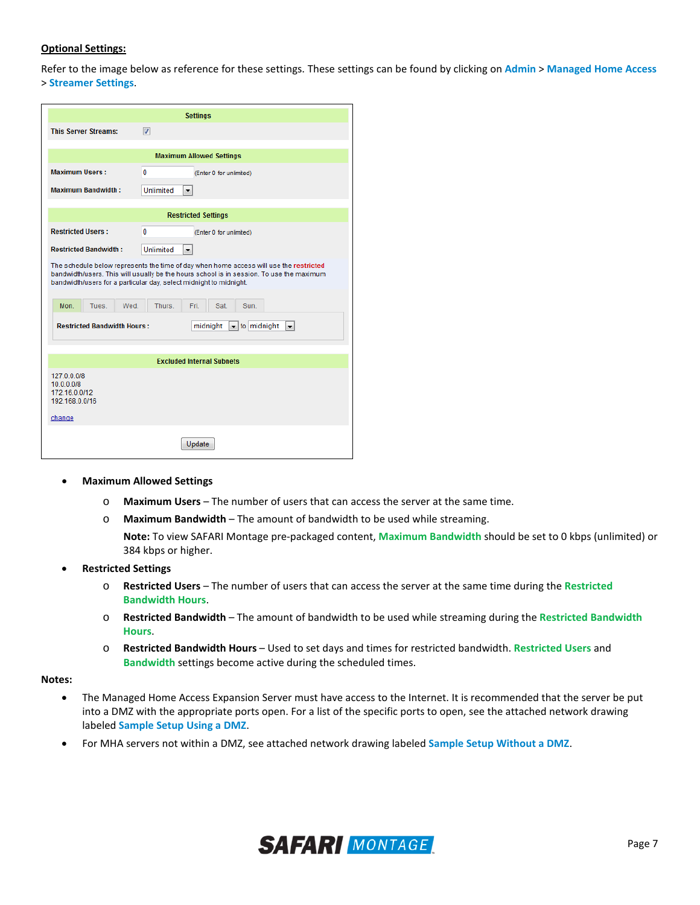**Optional Settings:**

Refer to the image below as reference for these settings. These settings can be found by clicking on **Admin** > **Managed Home Access** > **Streamer Settings**.

| Settings | |
|---|---|
| This Server Streams: | ☑ |
| **Maximum Allowed Settings** | |
| Maximum Users : | 0 (Enter 0 for unlimited) |
| Maximum Bandwidth : | Unlimited |
| **Restricted Settings** | |
| Restricted Users : | 0 (Enter 0 for unlimited) |
| Restricted Bandwidth : | Unlimited |

The schedule below represents the time of day when home access will use the restricted bandwidth/users. This will usually be the hours school is in session. To use the maximum bandwidth/users for a particular day, select midnight to midnight.

Mon. | Tues. | Wed. | Thurs. | Fri. | Sat. | Sun.

Restricted Bandwidth Hours : midnight to midnight

**Excluded Internal Subnets**

127.0.0.0/8
10.0.0.0/8
172.16.0.0/12
192.168.0.0/16

change

Update

- **Maximum Allowed Settings**
  - **Maximum Users** – The number of users that can access the server at the same time.
  - **Maximum Bandwidth** – The amount of bandwidth to be used while streaming.

    **Note:** To view SAFARI Montage pre-packaged content, **Maximum Bandwidth** should be set to 0 kbps (unlimited) or 384 kbps or higher.
- **Restricted Settings**
  - **Restricted Users** – The number of users that can access the server at the same time during the **Restricted Bandwidth Hours**.
  - **Restricted Bandwidth** – The amount of bandwidth to be used while streaming during the **Restricted Bandwidth Hours**.
  - **Restricted Bandwidth Hours** – Used to set days and times for restricted bandwidth. **Restricted Users** and **Bandwidth** settings become active during the scheduled times.

**Notes:**

- The Managed Home Access Expansion Server must have access to the Internet. It is recommended that the server be put into a DMZ with the appropriate ports open. For a list of the specific ports to open, see the attached network drawing labeled **Sample Setup Using a DMZ**.
- For MHA servers not within a DMZ, see attached network drawing labeled **Sample Setup Without a DMZ**.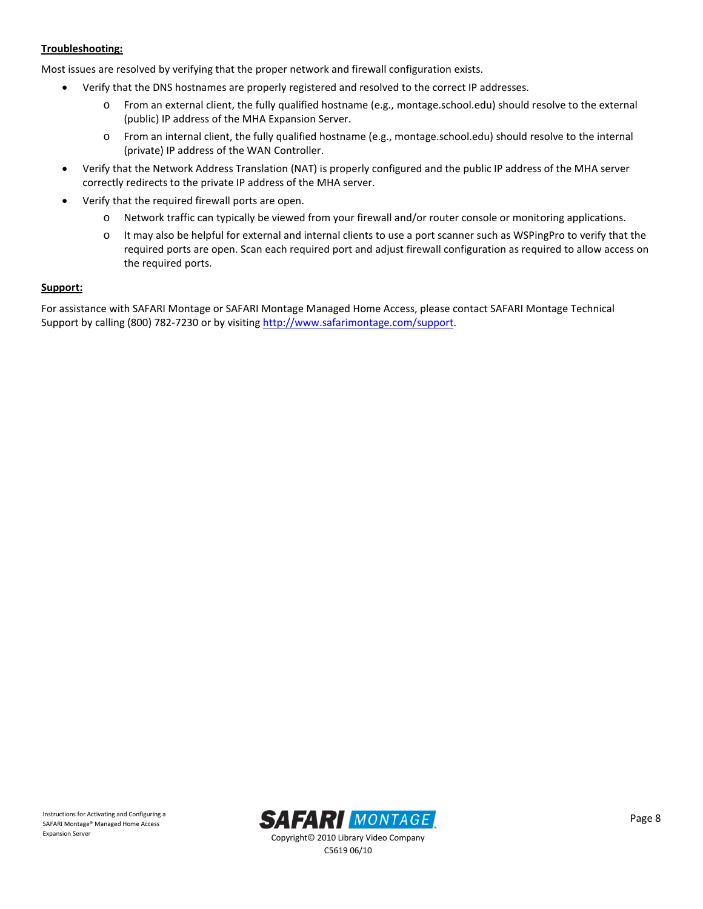**Troubleshooting:**

Most issues are resolved by verifying that the proper network and firewall configuration exists.

- Verify that the DNS hostnames are properly registered and resolved to the correct IP addresses.
  - From an external client, the fully qualified hostname (e.g., montage.school.edu) should resolve to the external (public) IP address of the MHA Expansion Server.
  - From an internal client, the fully qualified hostname (e.g., montage.school.edu) should resolve to the internal (private) IP address of the WAN Controller.
- Verify that the Network Address Translation (NAT) is properly configured and the public IP address of the MHA server correctly redirects to the private IP address of the MHA server.
- Verify that the required firewall ports are open.
  - Network traffic can typically be viewed from your firewall and/or router console or monitoring applications.
  - It may also be helpful for external and internal clients to use a port scanner such as WSPingPro to verify that the required ports are open. Scan each required port and adjust firewall configuration as required to allow access on the required ports.

**Support:**

For assistance with SAFARI Montage or SAFARI Montage Managed Home Access, please contact SAFARI Montage Technical Support by calling (800) 782-7230 or by visiting http://www.safarimontage.com/support.